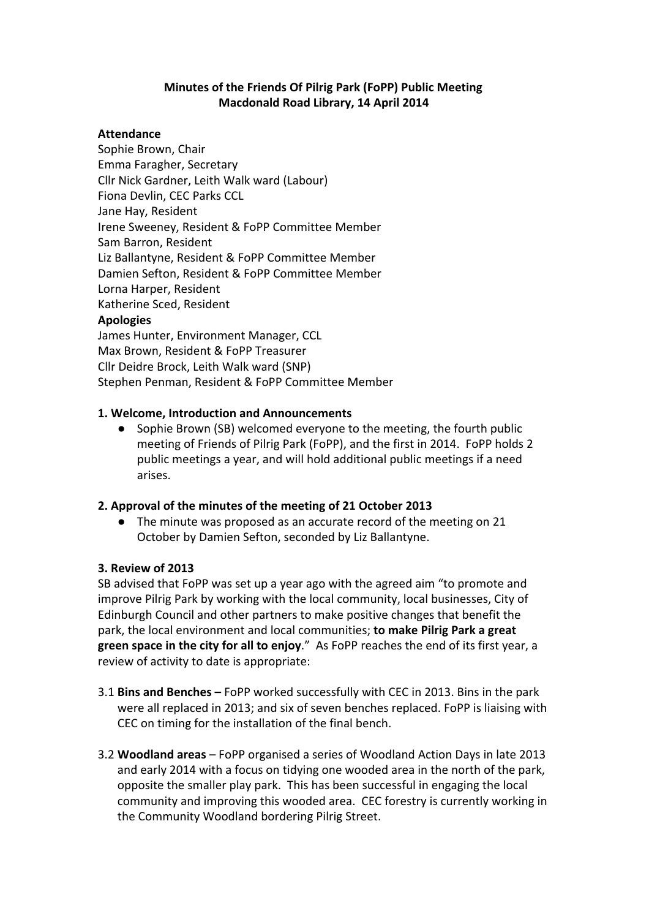**Minutes of the Friends Of Pilrig Park (FoPP) Public Meeting**
**Macdonald Road Library, 14 April 2014**

**Attendance**
Sophie Brown, Chair
Emma Faragher, Secretary
Cllr Nick Gardner, Leith Walk ward (Labour)
Fiona Devlin, CEC Parks CCL
Jane Hay, Resident
Irene Sweeney, Resident & FoPP Committee Member
Sam Barron, Resident
Liz Ballantyne, Resident & FoPP Committee Member
Damien Sefton, Resident & FoPP Committee Member
Lorna Harper, Resident
Katherine Sced, Resident

**Apologies**
James Hunter, Environment Manager, CCL
Max Brown, Resident & FoPP Treasurer
Cllr Deidre Brock, Leith Walk ward (SNP)
Stephen Penman, Resident & FoPP Committee Member

**1. Welcome, Introduction and Announcements**

- Sophie Brown (SB) welcomed everyone to the meeting, the fourth public meeting of Friends of Pilrig Park (FoPP), and the first in 2014. FoPP holds 2 public meetings a year, and will hold additional public meetings if a need arises.

**2. Approval of the minutes of the meeting of 21 October 2013**

- The minute was proposed as an accurate record of the meeting on 21 October by Damien Sefton, seconded by Liz Ballantyne.

**3. Review of 2013**

SB advised that FoPP was set up a year ago with the agreed aim "to promote and improve Pilrig Park by working with the local community, local businesses, City of Edinburgh Council and other partners to make positive changes that benefit the park, the local environment and local communities; **to make Pilrig Park a great green space in the city for all to enjoy**." As FoPP reaches the end of its first year, a review of activity to date is appropriate:

3.1 **Bins and Benches –** FoPP worked successfully with CEC in 2013. Bins in the park were all replaced in 2013; and six of seven benches replaced. FoPP is liaising with CEC on timing for the installation of the final bench.

3.2 **Woodland areas** – FoPP organised a series of Woodland Action Days in late 2013 and early 2014 with a focus on tidying one wooded area in the north of the park, opposite the smaller play park. This has been successful in engaging the local community and improving this wooded area. CEC forestry is currently working in the Community Woodland bordering Pilrig Street.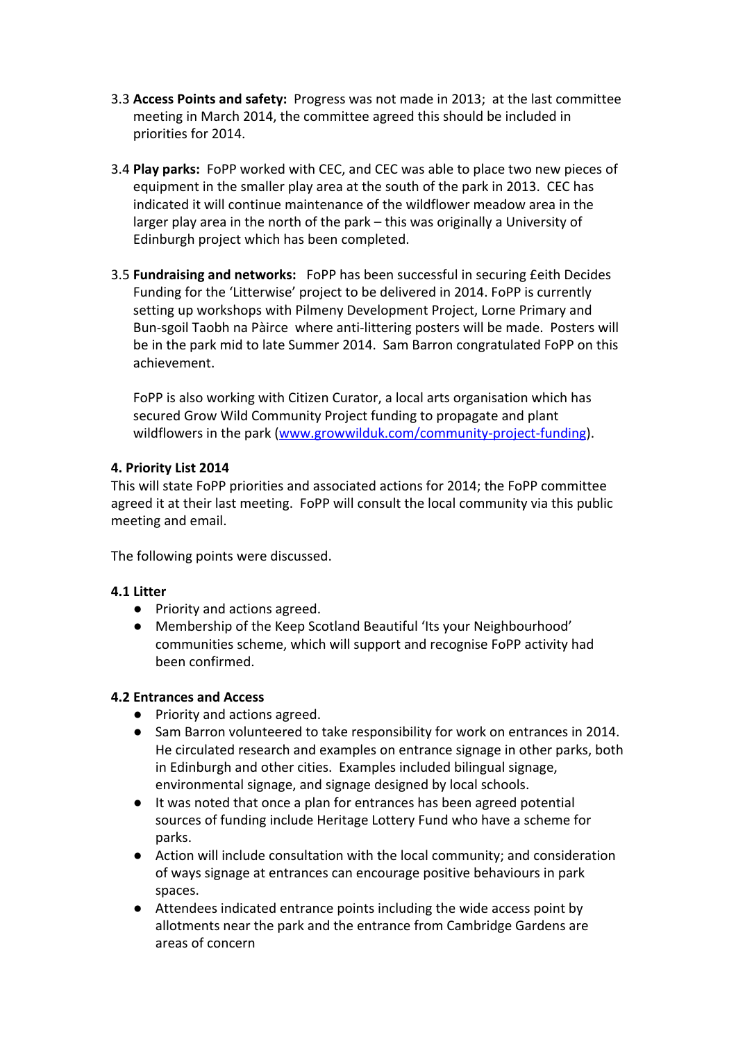3.3 **Access Points and safety:** Progress was not made in 2013; at the last committee meeting in March 2014, the committee agreed this should be included in priorities for 2014.

3.4 **Play parks:** FoPP worked with CEC, and CEC was able to place two new pieces of equipment in the smaller play area at the south of the park in 2013. CEC has indicated it will continue maintenance of the wildflower meadow area in the larger play area in the north of the park – this was originally a University of Edinburgh project which has been completed.

3.5 **Fundraising and networks:** FoPP has been successful in securing £eith Decides Funding for the 'Litterwise' project to be delivered in 2014. FoPP is currently setting up workshops with Pilmeny Development Project, Lorne Primary and Bun-sgoil Taobh na Pàirce where anti-littering posters will be made. Posters will be in the park mid to late Summer 2014. Sam Barron congratulated FoPP on this achievement.

FoPP is also working with Citizen Curator, a local arts organisation which has secured Grow Wild Community Project funding to propagate and plant wildflowers in the park (www.growwilduk.com/community-project-funding).

**4. Priority List 2014**

This will state FoPP priorities and associated actions for 2014; the FoPP committee agreed it at their last meeting. FoPP will consult the local community via this public meeting and email.

The following points were discussed.

**4.1 Litter**

- Priority and actions agreed.
- Membership of the Keep Scotland Beautiful 'Its your Neighbourhood' communities scheme, which will support and recognise FoPP activity had been confirmed.

**4.2 Entrances and Access**

- Priority and actions agreed.
- Sam Barron volunteered to take responsibility for work on entrances in 2014. He circulated research and examples on entrance signage in other parks, both in Edinburgh and other cities. Examples included bilingual signage, environmental signage, and signage designed by local schools.
- It was noted that once a plan for entrances has been agreed potential sources of funding include Heritage Lottery Fund who have a scheme for parks.
- Action will include consultation with the local community; and consideration of ways signage at entrances can encourage positive behaviours in park spaces.
- Attendees indicated entrance points including the wide access point by allotments near the park and the entrance from Cambridge Gardens are areas of concern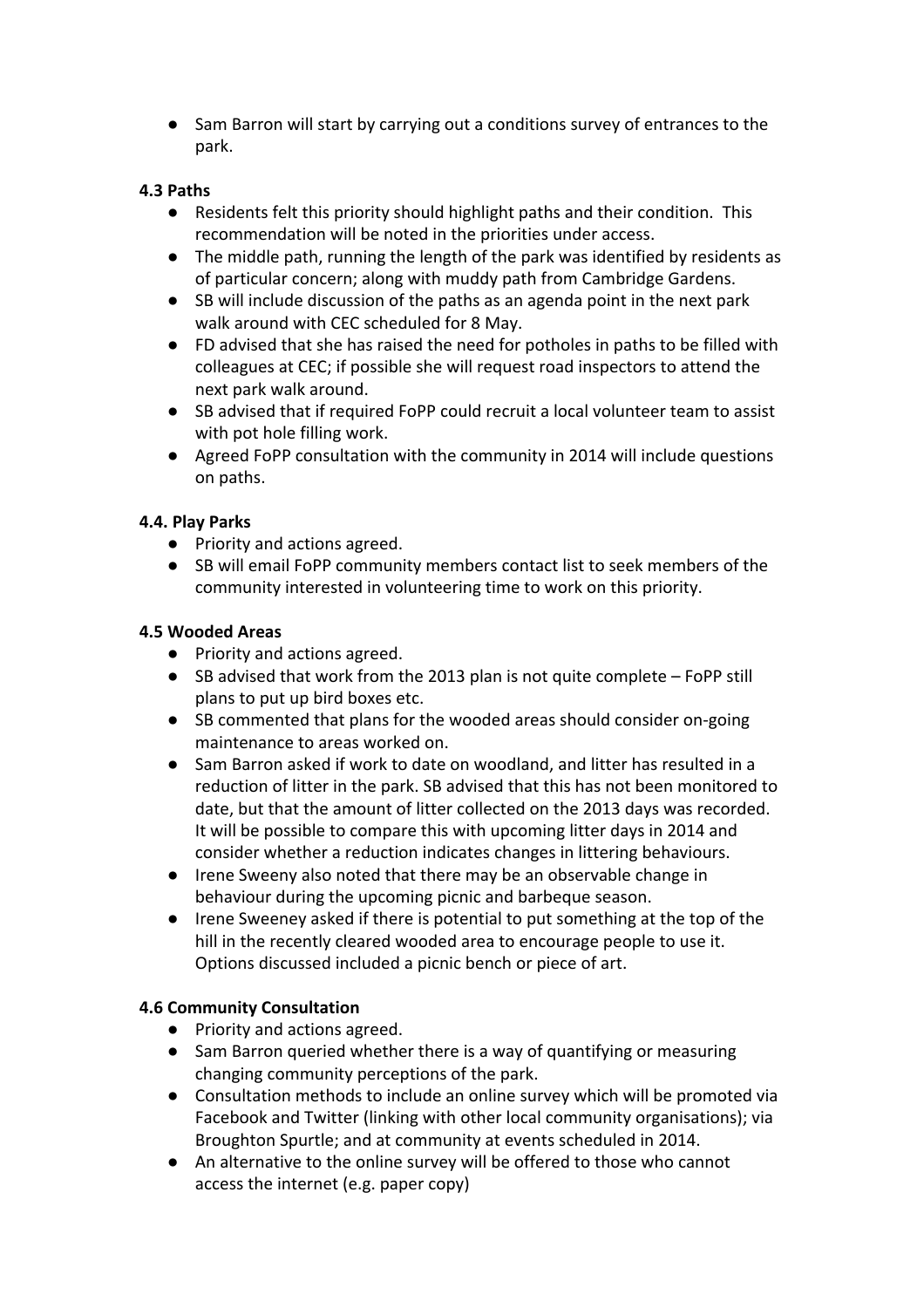- Sam Barron will start by carrying out a conditions survey of entrances to the park.

**4.3 Paths**

- Residents felt this priority should highlight paths and their condition. This recommendation will be noted in the priorities under access.
- The middle path, running the length of the park was identified by residents as of particular concern; along with muddy path from Cambridge Gardens.
- SB will include discussion of the paths as an agenda point in the next park walk around with CEC scheduled for 8 May.
- FD advised that she has raised the need for potholes in paths to be filled with colleagues at CEC; if possible she will request road inspectors to attend the next park walk around.
- SB advised that if required FoPP could recruit a local volunteer team to assist with pot hole filling work.
- Agreed FoPP consultation with the community in 2014 will include questions on paths.

**4.4. Play Parks**

- Priority and actions agreed.
- SB will email FoPP community members contact list to seek members of the community interested in volunteering time to work on this priority.

**4.5 Wooded Areas**

- Priority and actions agreed.
- SB advised that work from the 2013 plan is not quite complete – FoPP still plans to put up bird boxes etc.
- SB commented that plans for the wooded areas should consider on-going maintenance to areas worked on.
- Sam Barron asked if work to date on woodland, and litter has resulted in a reduction of litter in the park. SB advised that this has not been monitored to date, but that the amount of litter collected on the 2013 days was recorded. It will be possible to compare this with upcoming litter days in 2014 and consider whether a reduction indicates changes in littering behaviours.
- Irene Sweeny also noted that there may be an observable change in behaviour during the upcoming picnic and barbeque season.
- Irene Sweeney asked if there is potential to put something at the top of the hill in the recently cleared wooded area to encourage people to use it. Options discussed included a picnic bench or piece of art.

**4.6 Community Consultation**

- Priority and actions agreed.
- Sam Barron queried whether there is a way of quantifying or measuring changing community perceptions of the park.
- Consultation methods to include an online survey which will be promoted via Facebook and Twitter (linking with other local community organisations); via Broughton Spurtle; and at community at events scheduled in 2014.
- An alternative to the online survey will be offered to those who cannot access the internet (e.g. paper copy)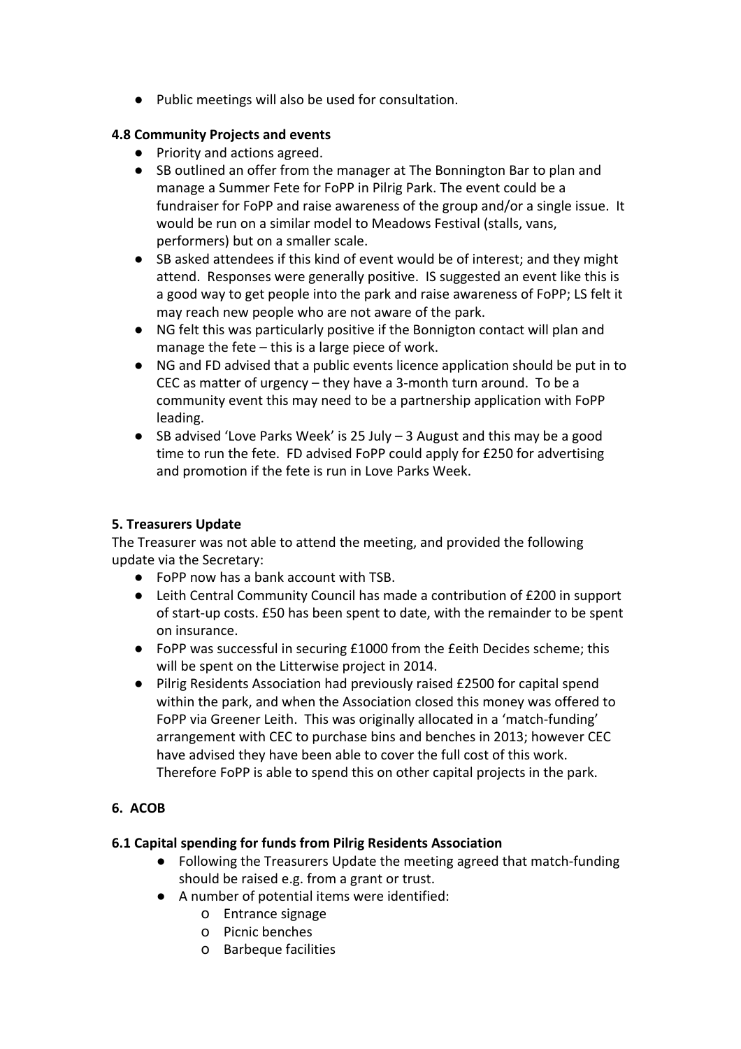- Public meetings will also be used for consultation.

**4.8 Community Projects and events**

- Priority and actions agreed.
- SB outlined an offer from the manager at The Bonnington Bar to plan and manage a Summer Fete for FoPP in Pilrig Park. The event could be a fundraiser for FoPP and raise awareness of the group and/or a single issue. It would be run on a similar model to Meadows Festival (stalls, vans, performers) but on a smaller scale.
- SB asked attendees if this kind of event would be of interest; and they might attend. Responses were generally positive. IS suggested an event like this is a good way to get people into the park and raise awareness of FoPP; LS felt it may reach new people who are not aware of the park.
- NG felt this was particularly positive if the Bonnigton contact will plan and manage the fete – this is a large piece of work.
- NG and FD advised that a public events licence application should be put in to CEC as matter of urgency – they have a 3-month turn around. To be a community event this may need to be a partnership application with FoPP leading.
- SB advised 'Love Parks Week' is 25 July – 3 August and this may be a good time to run the fete. FD advised FoPP could apply for £250 for advertising and promotion if the fete is run in Love Parks Week.

**5. Treasurers Update**

The Treasurer was not able to attend the meeting, and provided the following update via the Secretary:

- FoPP now has a bank account with TSB.
- Leith Central Community Council has made a contribution of £200 in support of start-up costs. £50 has been spent to date, with the remainder to be spent on insurance.
- FoPP was successful in securing £1000 from the £eith Decides scheme; this will be spent on the Litterwise project in 2014.
- Pilrig Residents Association had previously raised £2500 for capital spend within the park, and when the Association closed this money was offered to FoPP via Greener Leith. This was originally allocated in a 'match-funding' arrangement with CEC to purchase bins and benches in 2013; however CEC have advised they have been able to cover the full cost of this work. Therefore FoPP is able to spend this on other capital projects in the park.

**6. ACOB**

**6.1 Capital spending for funds from Pilrig Residents Association**

- Following the Treasurers Update the meeting agreed that match-funding should be raised e.g. from a grant or trust.
- A number of potential items were identified:
  - Entrance signage
  - Picnic benches
  - Barbeque facilities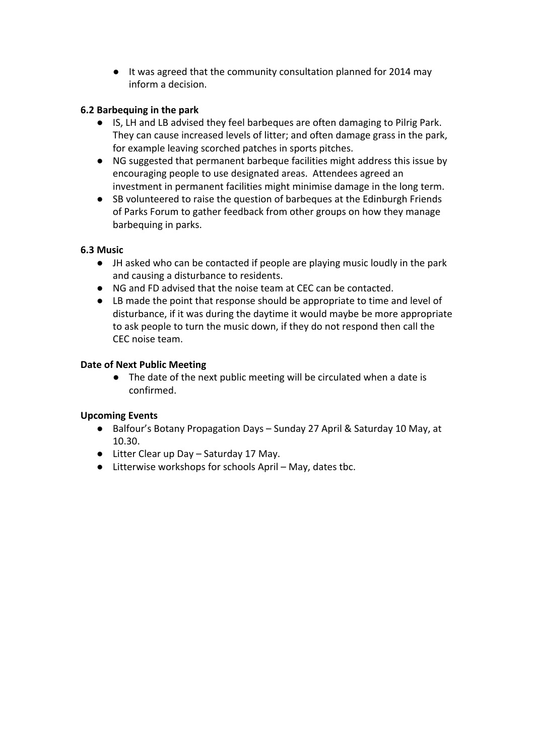- It was agreed that the community consultation planned for 2014 may inform a decision.

**6.2 Barbequing in the park**

- IS, LH and LB advised they feel barbeques are often damaging to Pilrig Park. They can cause increased levels of litter; and often damage grass in the park, for example leaving scorched patches in sports pitches.
- NG suggested that permanent barbeque facilities might address this issue by encouraging people to use designated areas. Attendees agreed an investment in permanent facilities might minimise damage in the long term.
- SB volunteered to raise the question of barbeques at the Edinburgh Friends of Parks Forum to gather feedback from other groups on how they manage barbequing in parks.

**6.3 Music**

- JH asked who can be contacted if people are playing music loudly in the park and causing a disturbance to residents.
- NG and FD advised that the noise team at CEC can be contacted.
- LB made the point that response should be appropriate to time and level of disturbance, if it was during the daytime it would maybe be more appropriate to ask people to turn the music down, if they do not respond then call the CEC noise team.

**Date of Next Public Meeting**

- The date of the next public meeting will be circulated when a date is confirmed.

**Upcoming Events**

- Balfour's Botany Propagation Days – Sunday 27 April & Saturday 10 May, at 10.30.
- Litter Clear up Day – Saturday 17 May.
- Litterwise workshops for schools April – May, dates tbc.